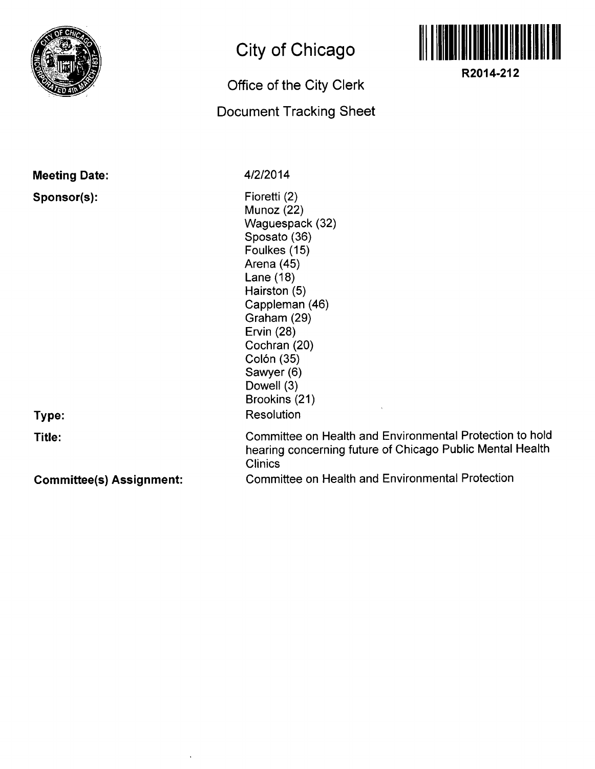# City of Chicago

## Office of the City Clerk

## Document Tracking Sheet

**R2014-212**

**Meeting Date:** 4/2/2014

**Sponsor(s):**
Fioretti (2)
Munoz (22)
Waguespack (32)
Sposato (36)
Foulkes (15)
Arena (45)
Lane (18)
Hairston (5)
Cappleman (46)
Graham (29)
Ervin (28)
Cochran (20)
Colón (35)
Sawyer (6)
Dowell (3)
Brookins (21)

**Type:** Resolution

**Title:** Committee on Health and Environmental Protection to hold hearing concerning future of Chicago Public Mental Health Clinics

**Committee(s) Assignment:** Committee on Health and Environmental Protection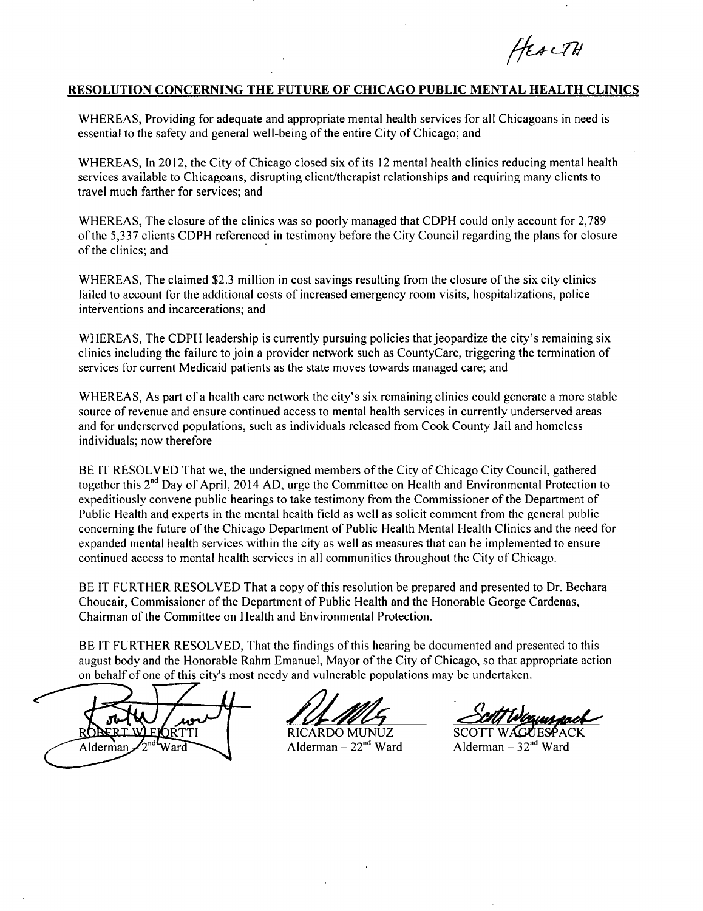HEALTH

## RESOLUTION CONCERNING THE FUTURE OF CHICAGO PUBLIC MENTAL HEALTH CLINICS

WHEREAS, Providing for adequate and appropriate mental health services for all Chicagoans in need is essential to the safety and general well-being of the entire City of Chicago; and

WHEREAS, In 2012, the City of Chicago closed six of its 12 mental health clinics reducing mental health services available to Chicagoans, disrupting client/therapist relationships and requiring many clients to travel much farther for services; and

WHEREAS, The closure of the clinics was so poorly managed that CDPH could only account for 2,789 of the 5,337 clients CDPH referenced in testimony before the City Council regarding the plans for closure of the clinics; and

WHEREAS, The claimed $2.3 million in cost savings resulting from the closure of the six city clinics failed to account for the additional costs of increased emergency room visits, hospitalizations, police interventions and incarcerations; and

WHEREAS, The CDPH leadership is currently pursuing policies that jeopardize the city's remaining six clinics including the failure to join a provider network such as CountyCare, triggering the termination of services for current Medicaid patients as the state moves towards managed care; and

WHEREAS, As part of a health care network the city's six remaining clinics could generate a more stable source of revenue and ensure continued access to mental health services in currently underserved areas and for underserved populations, such as individuals released from Cook County Jail and homeless individuals; now therefore

BE IT RESOLVED That we, the undersigned members of the City of Chicago City Council, gathered together this 2nd Day of April, 2014 AD, urge the Committee on Health and Environmental Protection to expeditiously convene public hearings to take testimony from the Commissioner of the Department of Public Health and experts in the mental health field as well as solicit comment from the general public concerning the future of the Chicago Department of Public Health Mental Health Clinics and the need for expanded mental health services within the city as well as measures that can be implemented to ensure continued access to mental health services in all communities throughout the City of Chicago.

BE IT FURTHER RESOLVED That a copy of this resolution be prepared and presented to Dr. Bechara Choucair, Commissioner of the Department of Public Health and the Honorable George Cardenas, Chairman of the Committee on Health and Environmental Protection.

BE IT FURTHER RESOLVED, That the findings of this hearing be documented and presented to this august body and the Honorable Rahm Emanuel, Mayor of the City of Chicago, so that appropriate action on behalf of one of this city's most needy and vulnerable populations may be undertaken.

| ROBERT W. FIORETTI | RICARDO MUNOZ | SCOTT WAGUESPACK |
|---|---|---|
| Alderman – 2nd Ward | Alderman – 22nd Ward | Alderman – 32nd Ward |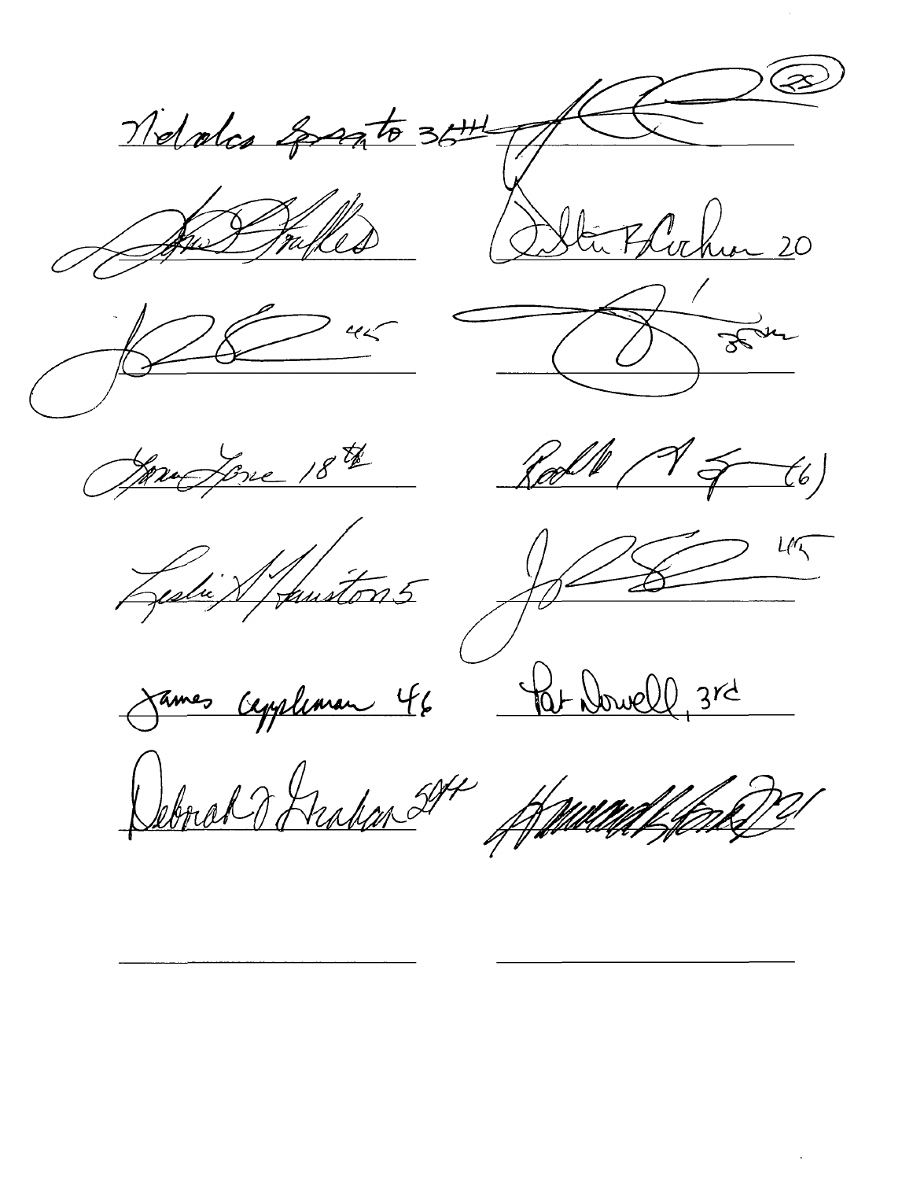Nicholas Sposato 36th

Willie B Cochran 20

45

38th

Lona Lane 18th

Roderick T Sawyer (6)

Leslie A Hairston 5

45

James Cappleman 46

Pat Dowell, 3rd

Deborah L Graham 29th

Howard Brookins 21